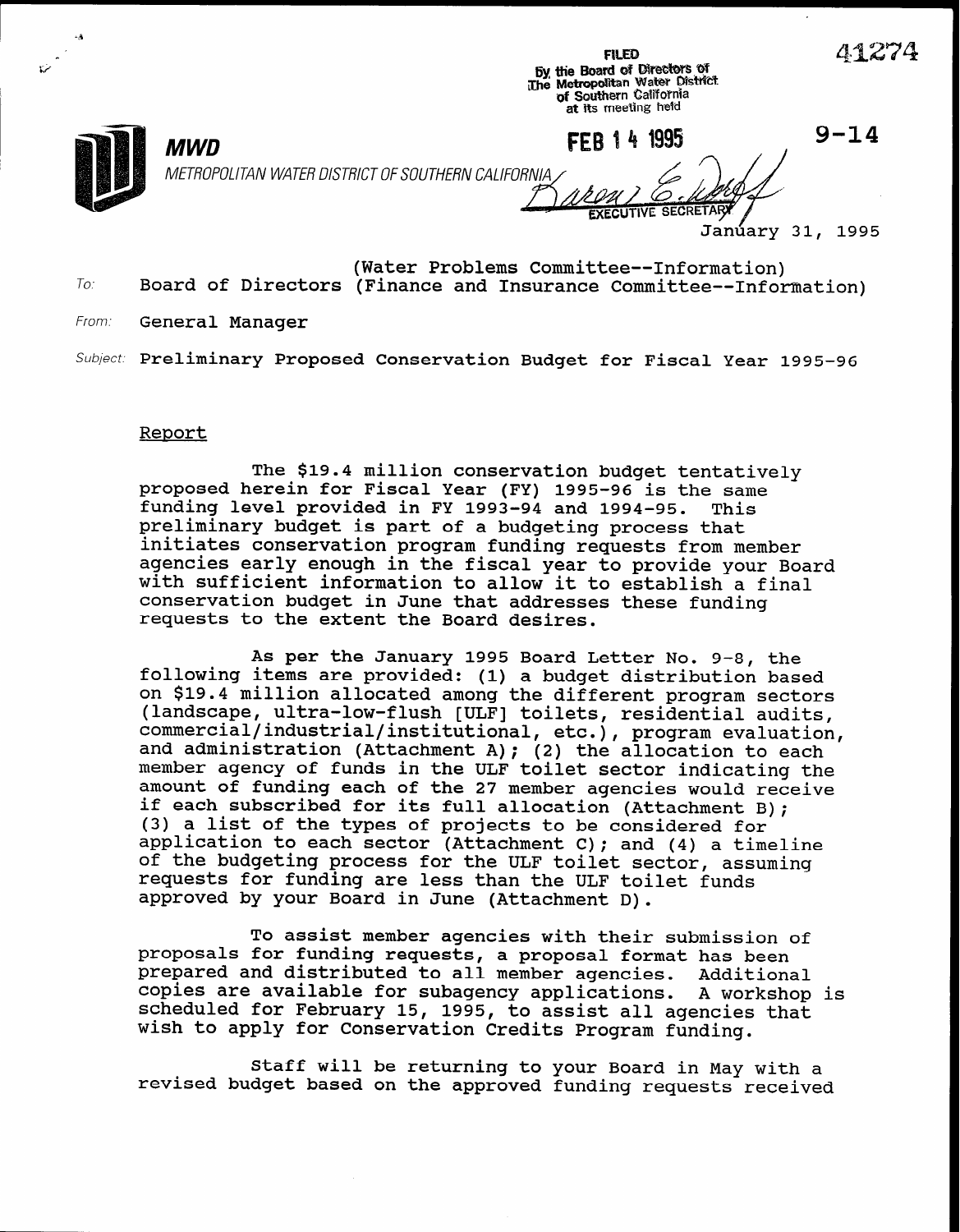41274

FILED
By the Board of Directors of
The Metropolitan Water District
of Southern California
at its meeting held

FEB 14 1995

9-14

**MWD**

METROPOLITAN WATER DISTRICT OF SOUTHERN CALIFORNIA

EXECUTIVE SECRETARY

January 31, 1995

To: Board of Directors (Water Problems Committee--Information)
(Finance and Insurance Committee--Information)

From: General Manager

Subject: Preliminary Proposed Conservation Budget for Fiscal Year 1995-96

## Report

The $19.4 million conservation budget tentatively proposed herein for Fiscal Year (FY) 1995-96 is the same funding level provided in FY 1993-94 and 1994-95. This preliminary budget is part of a budgeting process that initiates conservation program funding requests from member agencies early enough in the fiscal year to provide your Board with sufficient information to allow it to establish a final conservation budget in June that addresses these funding requests to the extent the Board desires.

As per the January 1995 Board Letter No. 9-8, the following items are provided: (1) a budget distribution based on $19.4 million allocated among the different program sectors (landscape, ultra-low-flush [ULF] toilets, residential audits, commercial/industrial/institutional, etc.), program evaluation, and administration (Attachment A); (2) the allocation to each member agency of funds in the ULF toilet sector indicating the amount of funding each of the 27 member agencies would receive if each subscribed for its full allocation (Attachment B); (3) a list of the types of projects to be considered for application to each sector (Attachment C); and (4) a timeline of the budgeting process for the ULF toilet sector, assuming requests for funding are less than the ULF toilet funds approved by your Board in June (Attachment D).

To assist member agencies with their submission of proposals for funding requests, a proposal format has been prepared and distributed to all member agencies. Additional copies are available for subagency applications. A workshop is scheduled for February 15, 1995, to assist all agencies that wish to apply for Conservation Credits Program funding.

Staff will be returning to your Board in May with a revised budget based on the approved funding requests received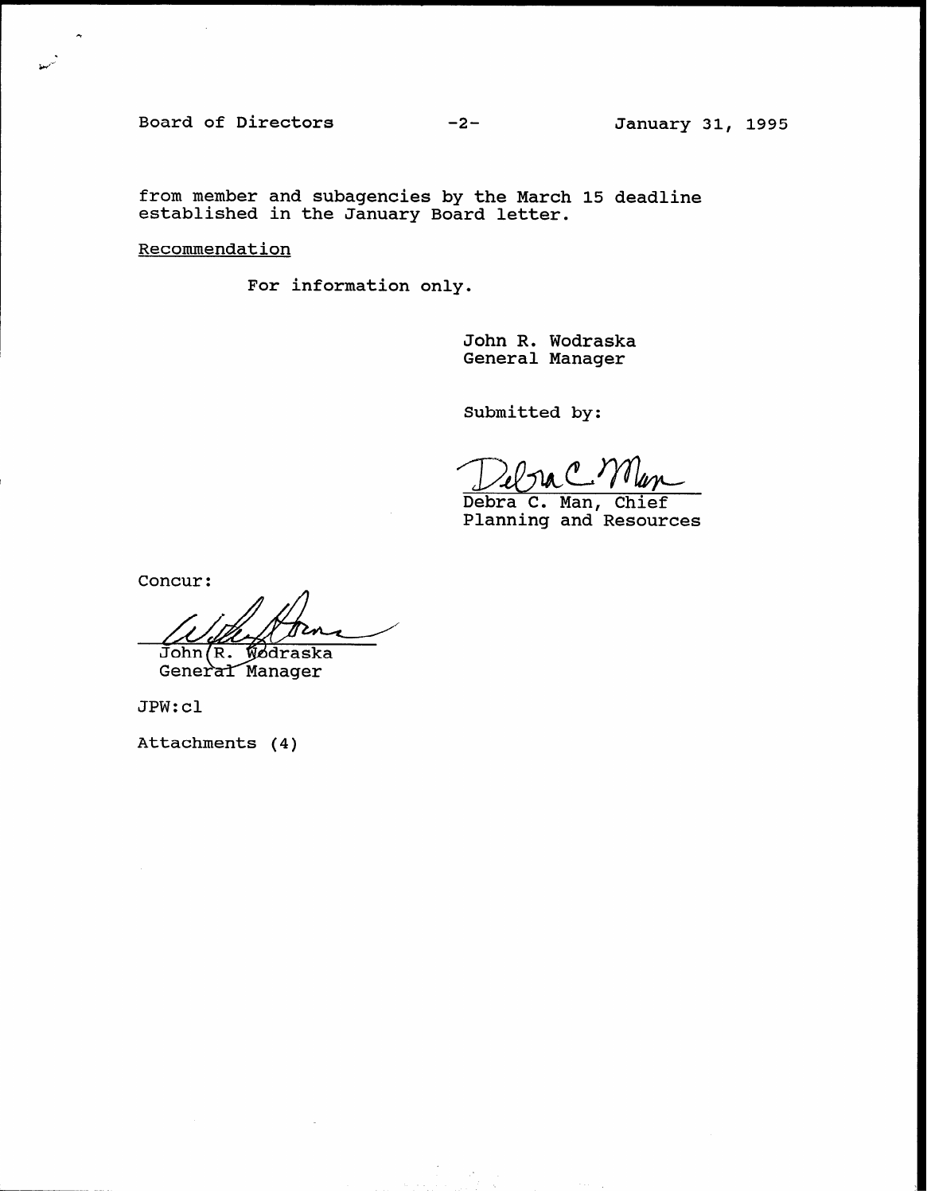from member and subagencies by the March 15 deadline established in the January Board letter.

Recommendation

For information only.

John R. Wodraska
General Manager

Submitted by:

Debra C. Man, Chief
Planning and Resources

Concur:

John R. Wodraska
General Manager

JPW:cl

Attachments (4)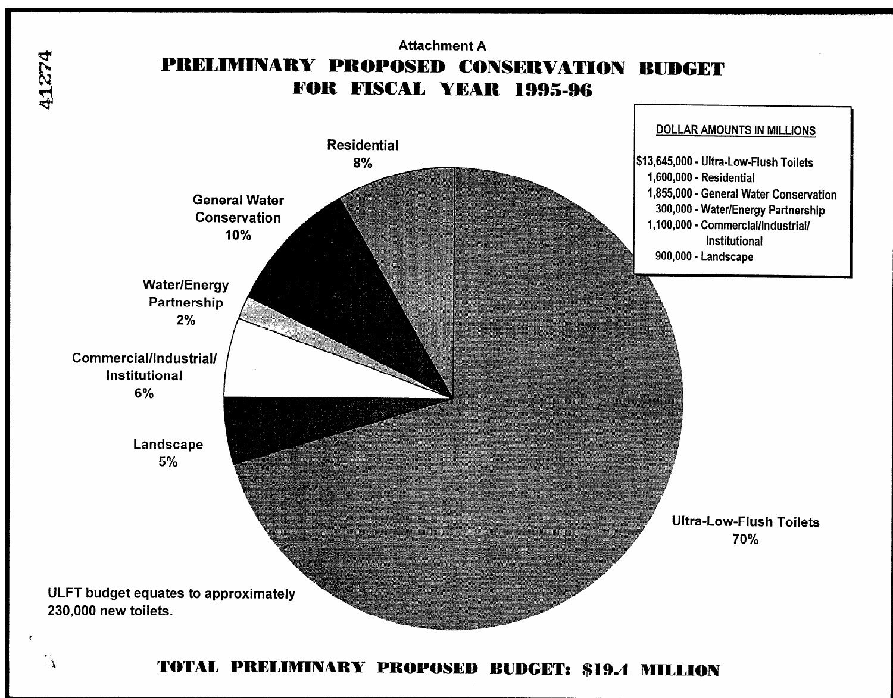Attachment A

# PRELIMINARY PROPOSED CONSERVATION BUDGET FOR FISCAL YEAR 1995-96

DOLLAR AMOUNTS IN MILLIONS

$13,645,000 - Ultra-Low-Flush Toilets
1,600,000 - Residential
1,855,000 - General Water Conservation
300,000 - Water/Energy Partnership
1,100,000 - Commercial/Industrial/ Institutional
900,000 - Landscape

Residential
8%

General Water Conservation
10%

Water/Energy Partnership
2%

Commercial/Industrial/ Institutional
6%

Landscape
5%

Ultra-Low-Flush Toilets
70%

ULFT budget equates to approximately 230,000 new toilets.

**TOTAL PRELIMINARY PROPOSED BUDGET: $19.4 MILLION**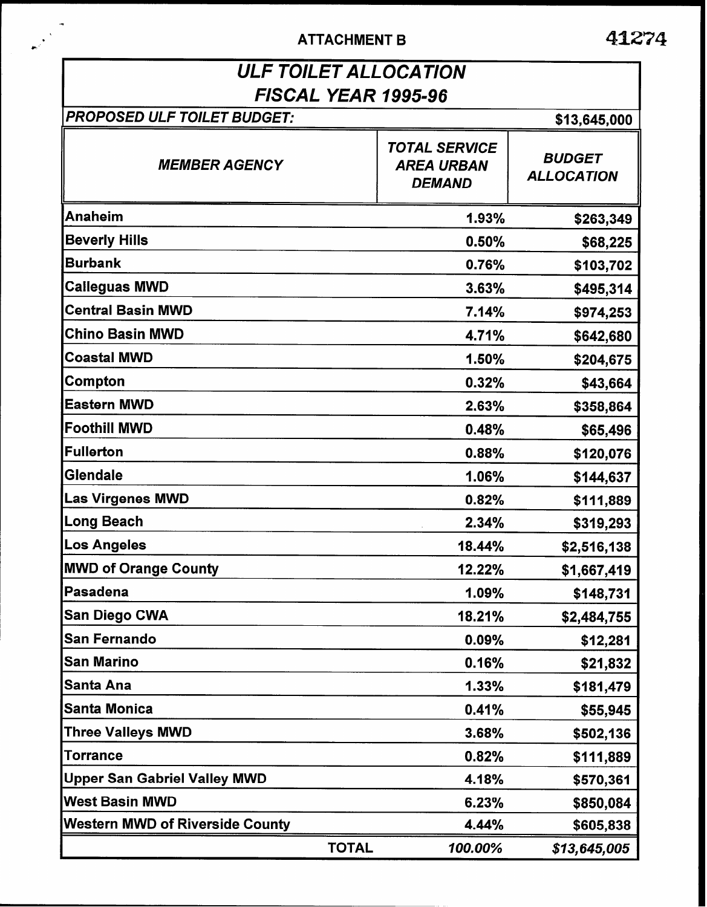ATTACHMENT B

41274

# ULF TOILET ALLOCATION
## FISCAL YEAR 1995-96

***PROPOSED ULF TOILET BUDGET:*** **$13,645,000**

| *MEMBER AGENCY* | *TOTAL SERVICE AREA URBAN DEMAND* | *BUDGET ALLOCATION* |
|---|---|---|
| Anaheim | 1.93% | $263,349 |
| Beverly Hills | 0.50% | $68,225 |
| Burbank | 0.76% | $103,702 |
| Calleguas MWD | 3.63% | $495,314 |
| Central Basin MWD | 7.14% | $974,253 |
| Chino Basin MWD | 4.71% | $642,680 |
| Coastal MWD | 1.50% | $204,675 |
| Compton | 0.32% | $43,664 |
| Eastern MWD | 2.63% | $358,864 |
| Foothill MWD | 0.48% | $65,496 |
| Fullerton | 0.88% | $120,076 |
| Glendale | 1.06% | $144,637 |
| Las Virgenes MWD | 0.82% | $111,889 |
| Long Beach | 2.34% | $319,293 |
| Los Angeles | 18.44% | $2,516,138 |
| MWD of Orange County | 12.22% | $1,667,419 |
| Pasadena | 1.09% | $148,731 |
| San Diego CWA | 18.21% | $2,484,755 |
| San Fernando | 0.09% | $12,281 |
| San Marino | 0.16% | $21,832 |
| Santa Ana | 1.33% | $181,479 |
| Santa Monica | 0.41% | $55,945 |
| Three Valleys MWD | 3.68% | $502,136 |
| Torrance | 0.82% | $111,889 |
| Upper San Gabriel Valley MWD | 4.18% | $570,361 |
| West Basin MWD | 6.23% | $850,084 |
| Western MWD of Riverside County | 4.44% | $605,838 |
| TOTAL | *100.00%* | *$13,645,005* |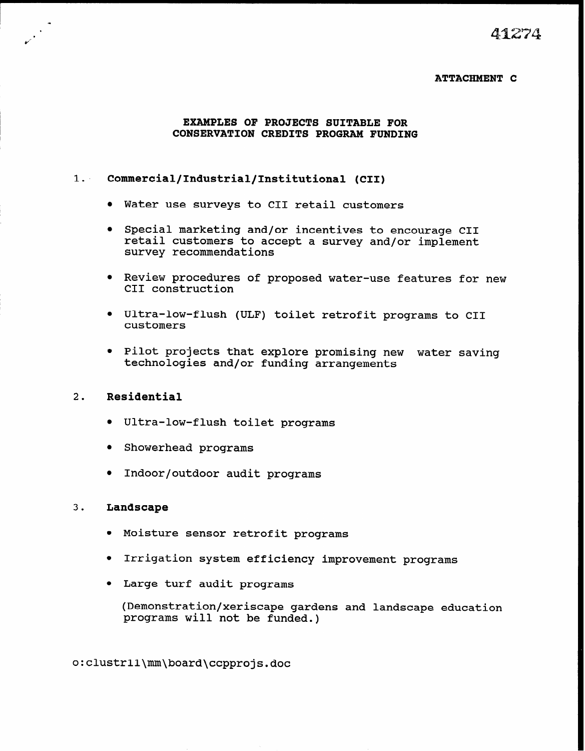41274

**ATTACHMENT C**

## EXAMPLES OF PROJECTS SUITABLE FOR CONSERVATION CREDITS PROGRAM FUNDING

1. **Commercial/Industrial/Institutional (CII)**

   - Water use surveys to CII retail customers
   - Special marketing and/or incentives to encourage CII retail customers to accept a survey and/or implement survey recommendations
   - Review procedures of proposed water-use features for new CII construction
   - Ultra-low-flush (ULF) toilet retrofit programs to CII customers
   - Pilot projects that explore promising new water saving technologies and/or funding arrangements

2. **Residential**

   - Ultra-low-flush toilet programs
   - Showerhead programs
   - Indoor/outdoor audit programs

3. **Landscape**

   - Moisture sensor retrofit programs
   - Irrigation system efficiency improvement programs
   - Large turf audit programs

   (Demonstration/xeriscape gardens and landscape education programs will not be funded.)

o:clustr11\mm\board\ccpprojs.doc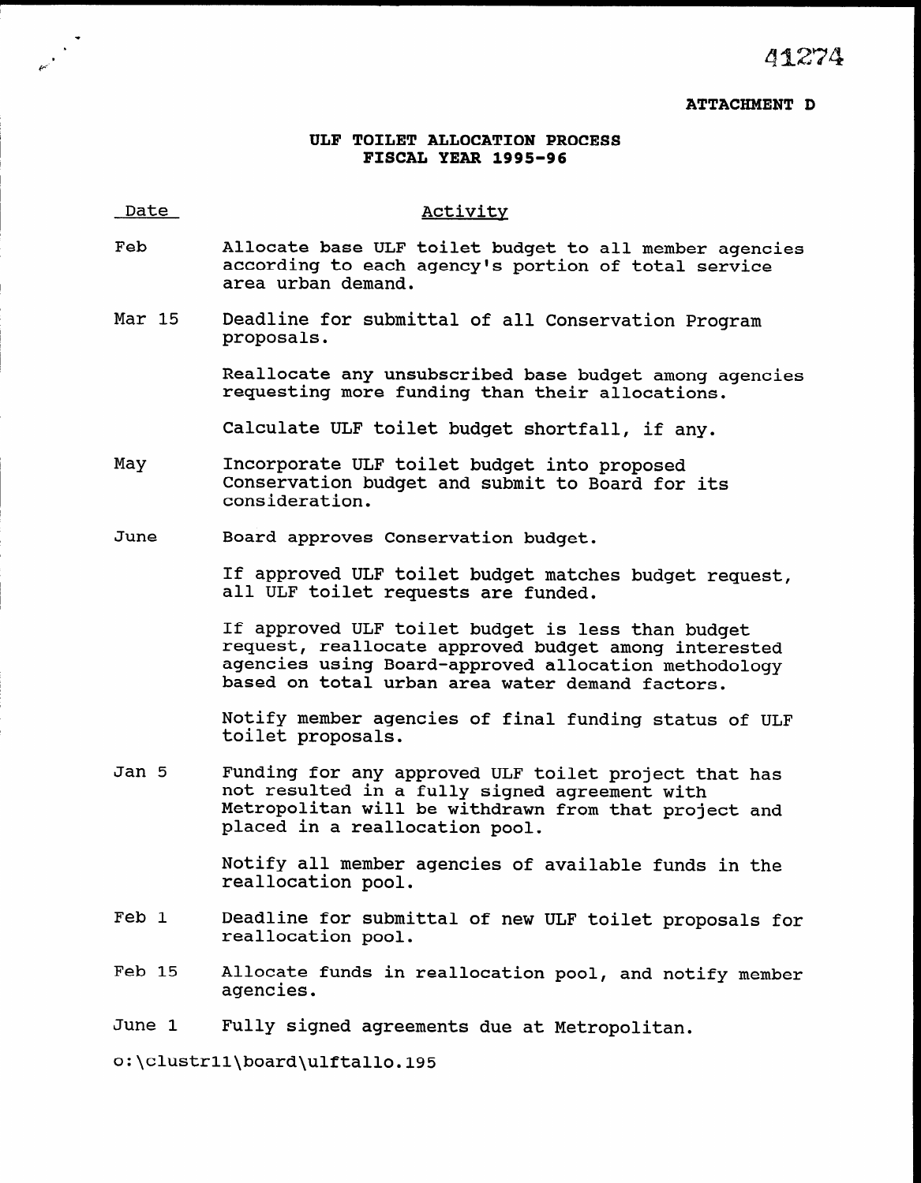41274

**ATTACHMENT D**

## ULF TOILET ALLOCATION PROCESS
## FISCAL YEAR 1995-96

| Date | Activity |
|---|---|
| Feb | Allocate base ULF toilet budget to all member agencies according to each agency's portion of total service area urban demand. |
| Mar 15 | Deadline for submittal of all Conservation Program proposals.<br><br>Reallocate any unsubscribed base budget among agencies requesting more funding than their allocations.<br><br>Calculate ULF toilet budget shortfall, if any. |
| May | Incorporate ULF toilet budget into proposed Conservation budget and submit to Board for its consideration. |
| June | Board approves Conservation budget.<br><br>If approved ULF toilet budget matches budget request, all ULF toilet requests are funded.<br><br>If approved ULF toilet budget is less than budget request, reallocate approved budget among interested agencies using Board-approved allocation methodology based on total urban area water demand factors.<br><br>Notify member agencies of final funding status of ULF toilet proposals. |
| Jan 5 | Funding for any approved ULF toilet project that has not resulted in a fully signed agreement with Metropolitan will be withdrawn from that project and placed in a reallocation pool.<br><br>Notify all member agencies of available funds in the reallocation pool. |
| Feb 1 | Deadline for submittal of new ULF toilet proposals for reallocation pool. |
| Feb 15 | Allocate funds in reallocation pool, and notify member agencies. |
| June 1 | Fully signed agreements due at Metropolitan. |

o:\clustr11\board\ulftallo.195